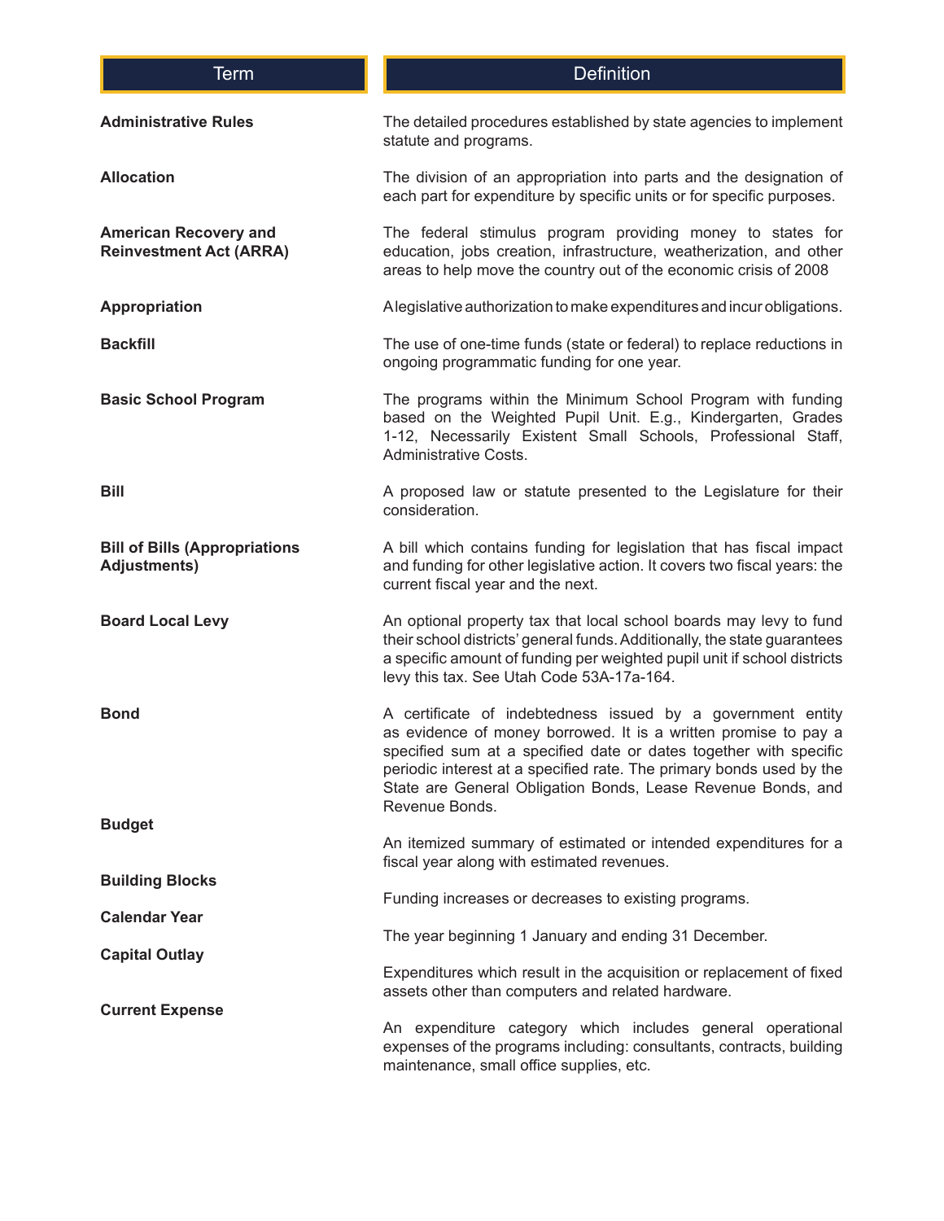| Term | Definition |
| --- | --- |
| **Administrative Rules** | The detailed procedures established by state agencies to implement statute and programs. |
| **Allocation** | The division of an appropriation into parts and the designation of each part for expenditure by specific units or for specific purposes. |
| **American Recovery and Reinvestment Act (ARRA)** | The federal stimulus program providing money to states for education, jobs creation, infrastructure, weatherization, and other areas to help move the country out of the economic crisis of 2008 |
| **Appropriation** | A legislative authorization to make expenditures and incur obligations. |
| **Backfill** | The use of one-time funds (state or federal) to replace reductions in ongoing programmatic funding for one year. |
| **Basic School Program** | The programs within the Minimum School Program with funding based on the Weighted Pupil Unit. E.g., Kindergarten, Grades 1-12, Necessarily Existent Small Schools, Professional Staff, Administrative Costs. |
| **Bill** | A proposed law or statute presented to the Legislature for their consideration. |
| **Bill of Bills (Appropriations Adjustments)** | A bill which contains funding for legislation that has fiscal impact and funding for other legislative action. It covers two fiscal years: the current fiscal year and the next. |
| **Board Local Levy** | An optional property tax that local school boards may levy to fund their school districts' general funds. Additionally, the state guarantees a specific amount of funding per weighted pupil unit if school districts levy this tax. See Utah Code 53A-17a-164. |
| **Bond** | A certificate of indebtedness issued by a government entity as evidence of money borrowed. It is a written promise to pay a specified sum at a specified date or dates together with specific periodic interest at a specified rate. The primary bonds used by the State are General Obligation Bonds, Lease Revenue Bonds, and Revenue Bonds. |
| **Budget** | An itemized summary of estimated or intended expenditures for a fiscal year along with estimated revenues. |
| **Building Blocks** | Funding increases or decreases to existing programs. |
| **Calendar Year** | The year beginning 1 January and ending 31 December. |
| **Capital Outlay** | Expenditures which result in the acquisition or replacement of fixed assets other than computers and related hardware. |
| **Current Expense** | An expenditure category which includes general operational expenses of the programs including: consultants, contracts, building maintenance, small office supplies, etc. |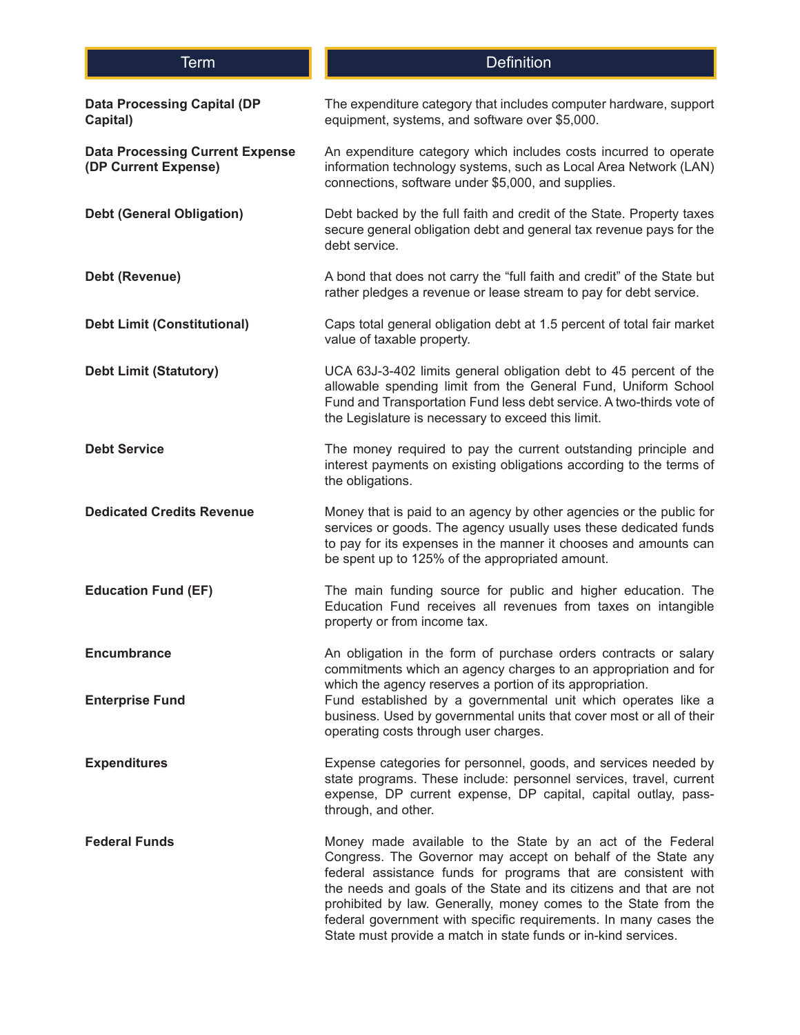| Term | Definition |
|---|---|
| **Data Processing Capital (DP Capital)** | The expenditure category that includes computer hardware, support equipment, systems, and software over $5,000. |
| **Data Processing Current Expense (DP Current Expense)** | An expenditure category which includes costs incurred to operate information technology systems, such as Local Area Network (LAN) connections, software under $5,000, and supplies. |
| **Debt (General Obligation)** | Debt backed by the full faith and credit of the State. Property taxes secure general obligation debt and general tax revenue pays for the debt service. |
| **Debt (Revenue)** | A bond that does not carry the "full faith and credit" of the State but rather pledges a revenue or lease stream to pay for debt service. |
| **Debt Limit (Constitutional)** | Caps total general obligation debt at 1.5 percent of total fair market value of taxable property. |
| **Debt Limit (Statutory)** | UCA 63J-3-402 limits general obligation debt to 45 percent of the allowable spending limit from the General Fund, Uniform School Fund and Transportation Fund less debt service. A two-thirds vote of the Legislature is necessary to exceed this limit. |
| **Debt Service** | The money required to pay the current outstanding principle and interest payments on existing obligations according to the terms of the obligations. |
| **Dedicated Credits Revenue** | Money that is paid to an agency by other agencies or the public for services or goods. The agency usually uses these dedicated funds to pay for its expenses in the manner it chooses and amounts can be spent up to 125% of the appropriated amount. |
| **Education Fund (EF)** | The main funding source for public and higher education. The Education Fund receives all revenues from taxes on intangible property or from income tax. |
| **Encumbrance** | An obligation in the form of purchase orders contracts or salary commitments which an agency charges to an appropriation and for which the agency reserves a portion of its appropriation. |
| **Enterprise Fund** | Fund established by a governmental unit which operates like a business. Used by governmental units that cover most or all of their operating costs through user charges. |
| **Expenditures** | Expense categories for personnel, goods, and services needed by state programs. These include: personnel services, travel, current expense, DP current expense, DP capital, capital outlay, pass-through, and other. |
| **Federal Funds** | Money made available to the State by an act of the Federal Congress. The Governor may accept on behalf of the State any federal assistance funds for programs that are consistent with the needs and goals of the State and its citizens and that are not prohibited by law. Generally, money comes to the State from the federal government with specific requirements. In many cases the State must provide a match in state funds or in-kind services. |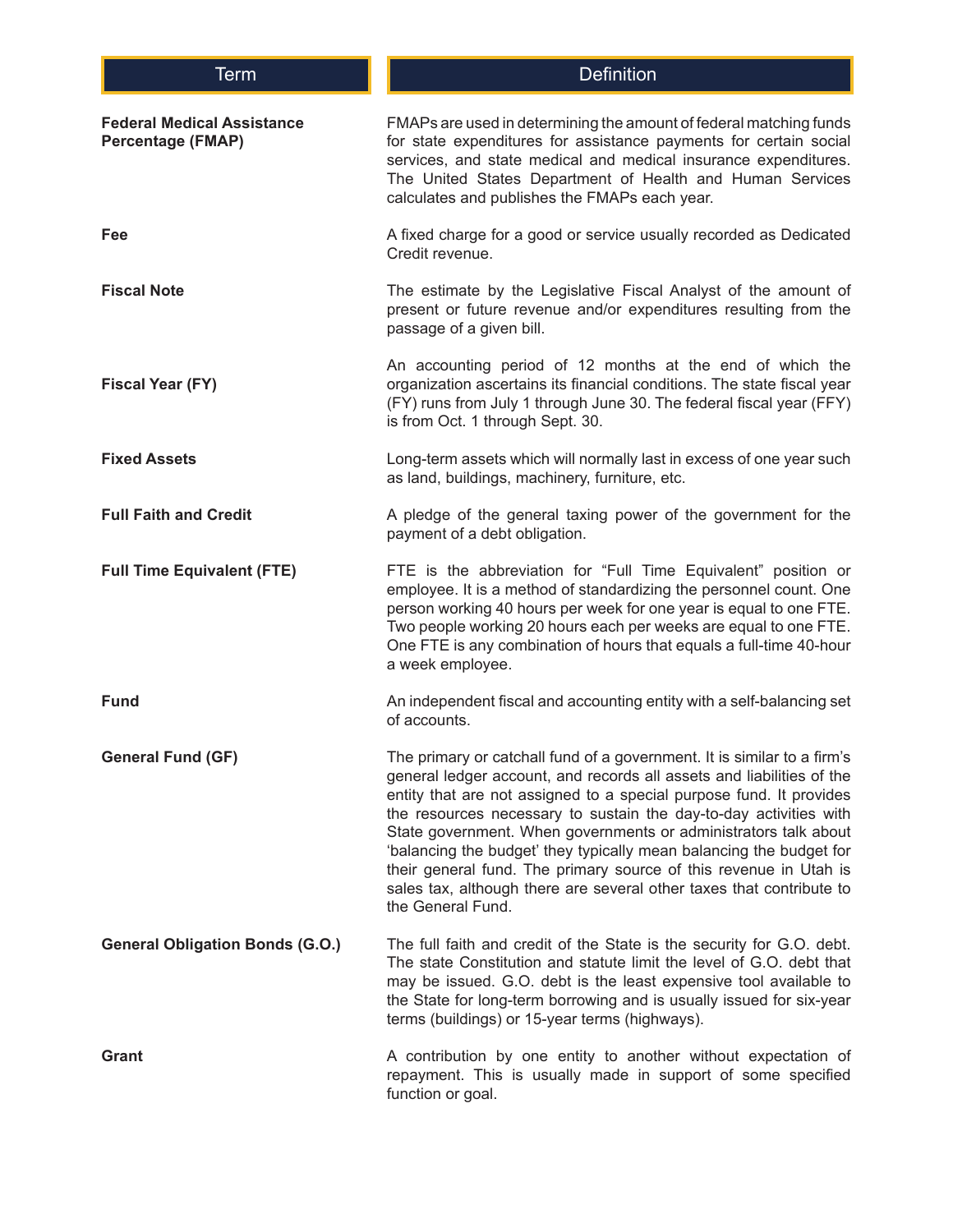| Term | Definition |
| --- | --- |
| **Federal Medical Assistance Percentage (FMAP)** | FMAPs are used in determining the amount of federal matching funds for state expenditures for assistance payments for certain social services, and state medical and medical insurance expenditures. The United States Department of Health and Human Services calculates and publishes the FMAPs each year. |
| **Fee** | A fixed charge for a good or service usually recorded as Dedicated Credit revenue. |
| **Fiscal Note** | The estimate by the Legislative Fiscal Analyst of the amount of present or future revenue and/or expenditures resulting from the passage of a given bill. |
| **Fiscal Year (FY)** | An accounting period of 12 months at the end of which the organization ascertains its financial conditions. The state fiscal year (FY) runs from July 1 through June 30. The federal fiscal year (FFY) is from Oct. 1 through Sept. 30. |
| **Fixed Assets** | Long-term assets which will normally last in excess of one year such as land, buildings, machinery, furniture, etc. |
| **Full Faith and Credit** | A pledge of the general taxing power of the government for the payment of a debt obligation. |
| **Full Time Equivalent (FTE)** | FTE is the abbreviation for “Full Time Equivalent” position or employee. It is a method of standardizing the personnel count. One person working 40 hours per week for one year is equal to one FTE. Two people working 20 hours each per weeks are equal to one FTE. One FTE is any combination of hours that equals a full-time 40-hour a week employee. |
| **Fund** | An independent fiscal and accounting entity with a self-balancing set of accounts. |
| **General Fund (GF)** | The primary or catchall fund of a government. It is similar to a firm’s general ledger account, and records all assets and liabilities of the entity that are not assigned to a special purpose fund. It provides the resources necessary to sustain the day-to-day activities with State government. When governments or administrators talk about ‘balancing the budget’ they typically mean balancing the budget for their general fund. The primary source of this revenue in Utah is sales tax, although there are several other taxes that contribute to the General Fund. |
| **General Obligation Bonds (G.O.)** | The full faith and credit of the State is the security for G.O. debt. The state Constitution and statute limit the level of G.O. debt that may be issued. G.O. debt is the least expensive tool available to the State for long-term borrowing and is usually issued for six-year terms (buildings) or 15-year terms (highways). |
| **Grant** | A contribution by one entity to another without expectation of repayment. This is usually made in support of some specified function or goal. |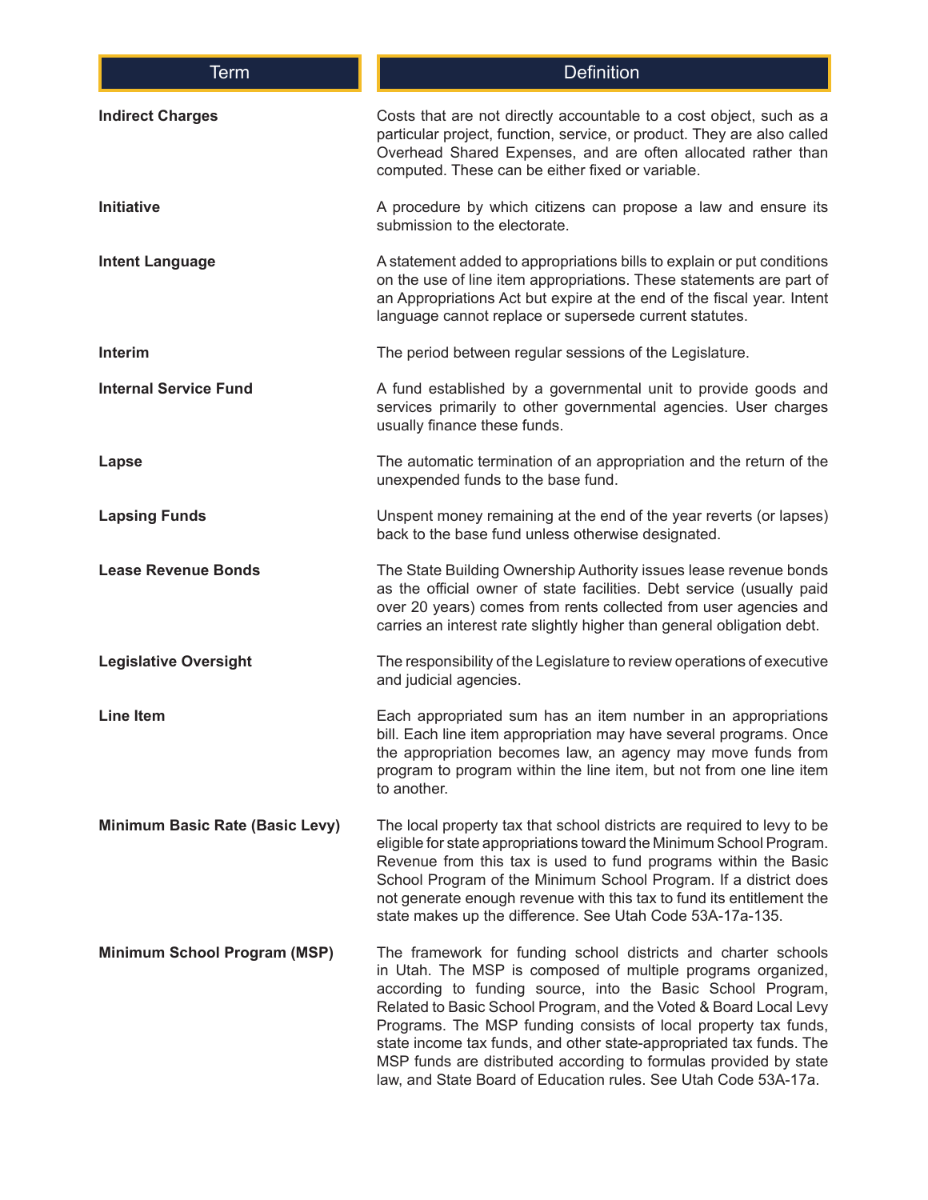| Term | Definition |
|---|---|
| **Indirect Charges** | Costs that are not directly accountable to a cost object, such as a particular project, function, service, or product. They are also called Overhead Shared Expenses, and are often allocated rather than computed. These can be either fixed or variable. |
| **Initiative** | A procedure by which citizens can propose a law and ensure its submission to the electorate. |
| **Intent Language** | A statement added to appropriations bills to explain or put conditions on the use of line item appropriations. These statements are part of an Appropriations Act but expire at the end of the fiscal year. Intent language cannot replace or supersede current statutes. |
| **Interim** | The period between regular sessions of the Legislature. |
| **Internal Service Fund** | A fund established by a governmental unit to provide goods and services primarily to other governmental agencies. User charges usually finance these funds. |
| **Lapse** | The automatic termination of an appropriation and the return of the unexpended funds to the base fund. |
| **Lapsing Funds** | Unspent money remaining at the end of the year reverts (or lapses) back to the base fund unless otherwise designated. |
| **Lease Revenue Bonds** | The State Building Ownership Authority issues lease revenue bonds as the official owner of state facilities. Debt service (usually paid over 20 years) comes from rents collected from user agencies and carries an interest rate slightly higher than general obligation debt. |
| **Legislative Oversight** | The responsibility of the Legislature to review operations of executive and judicial agencies. |
| **Line Item** | Each appropriated sum has an item number in an appropriations bill. Each line item appropriation may have several programs. Once the appropriation becomes law, an agency may move funds from program to program within the line item, but not from one line item to another. |
| **Minimum Basic Rate (Basic Levy)** | The local property tax that school districts are required to levy to be eligible for state appropriations toward the Minimum School Program. Revenue from this tax is used to fund programs within the Basic School Program of the Minimum School Program. If a district does not generate enough revenue with this tax to fund its entitlement the state makes up the difference. See Utah Code 53A-17a-135. |
| **Minimum School Program (MSP)** | The framework for funding school districts and charter schools in Utah. The MSP is composed of multiple programs organized, according to funding source, into the Basic School Program, Related to Basic School Program, and the Voted & Board Local Levy Programs. The MSP funding consists of local property tax funds, state income tax funds, and other state-appropriated tax funds. The MSP funds are distributed according to formulas provided by state law, and State Board of Education rules. See Utah Code 53A-17a. |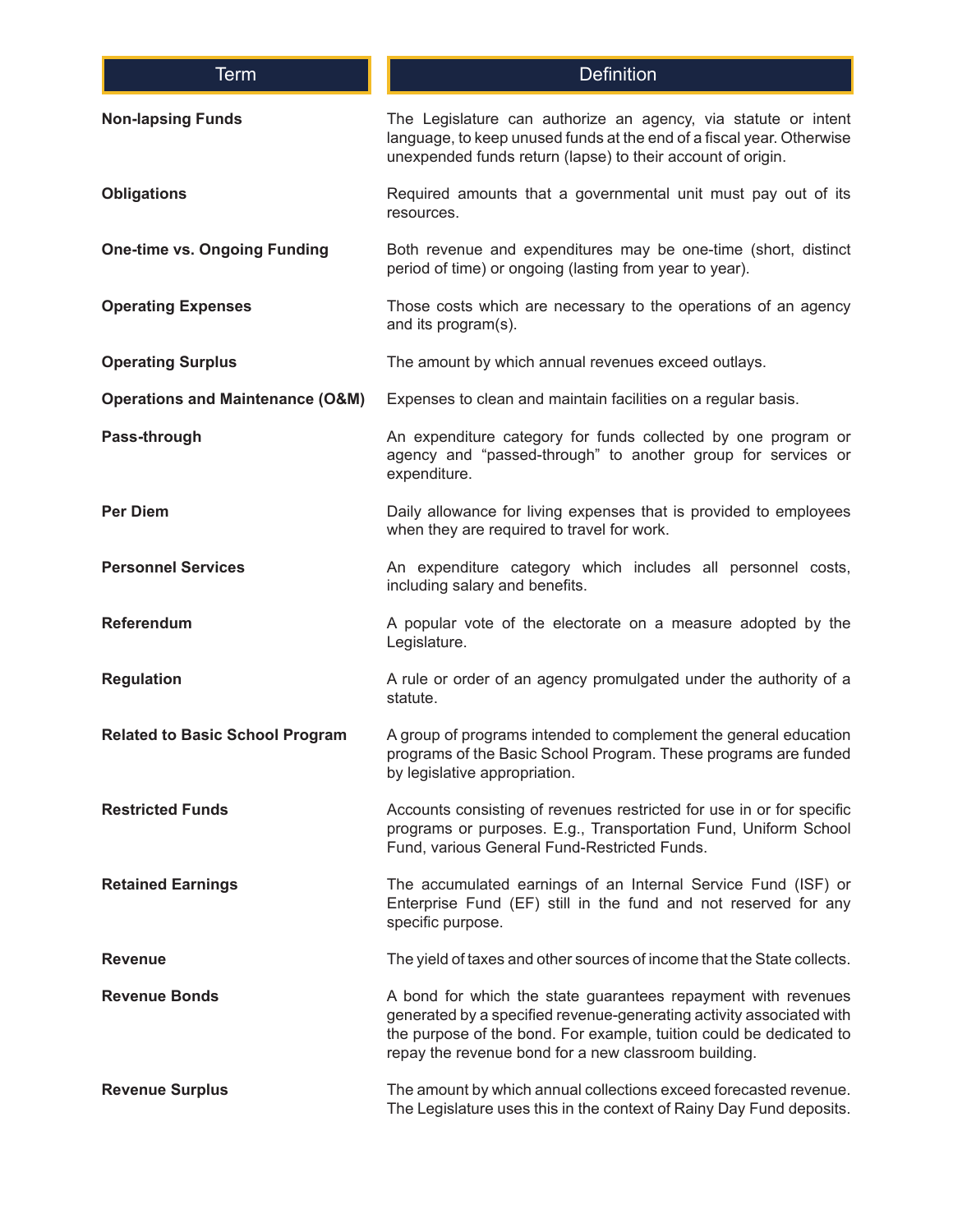| Term | Definition |
| --- | --- |
| **Non-lapsing Funds** | The Legislature can authorize an agency, via statute or intent language, to keep unused funds at the end of a fiscal year. Otherwise unexpended funds return (lapse) to their account of origin. |
| **Obligations** | Required amounts that a governmental unit must pay out of its resources. |
| **One-time vs. Ongoing Funding** | Both revenue and expenditures may be one-time (short, distinct period of time) or ongoing (lasting from year to year). |
| **Operating Expenses** | Those costs which are necessary to the operations of an agency and its program(s). |
| **Operating Surplus** | The amount by which annual revenues exceed outlays. |
| **Operations and Maintenance (O&M)** | Expenses to clean and maintain facilities on a regular basis. |
| **Pass-through** | An expenditure category for funds collected by one program or agency and "passed-through" to another group for services or expenditure. |
| **Per Diem** | Daily allowance for living expenses that is provided to employees when they are required to travel for work. |
| **Personnel Services** | An expenditure category which includes all personnel costs, including salary and benefits. |
| **Referendum** | A popular vote of the electorate on a measure adopted by the Legislature. |
| **Regulation** | A rule or order of an agency promulgated under the authority of a statute. |
| **Related to Basic School Program** | A group of programs intended to complement the general education programs of the Basic School Program. These programs are funded by legislative appropriation. |
| **Restricted Funds** | Accounts consisting of revenues restricted for use in or for specific programs or purposes. E.g., Transportation Fund, Uniform School Fund, various General Fund-Restricted Funds. |
| **Retained Earnings** | The accumulated earnings of an Internal Service Fund (ISF) or Enterprise Fund (EF) still in the fund and not reserved for any specific purpose. |
| **Revenue** | The yield of taxes and other sources of income that the State collects. |
| **Revenue Bonds** | A bond for which the state guarantees repayment with revenues generated by a specified revenue-generating activity associated with the purpose of the bond. For example, tuition could be dedicated to repay the revenue bond for a new classroom building. |
| **Revenue Surplus** | The amount by which annual collections exceed forecasted revenue. The Legislature uses this in the context of Rainy Day Fund deposits. |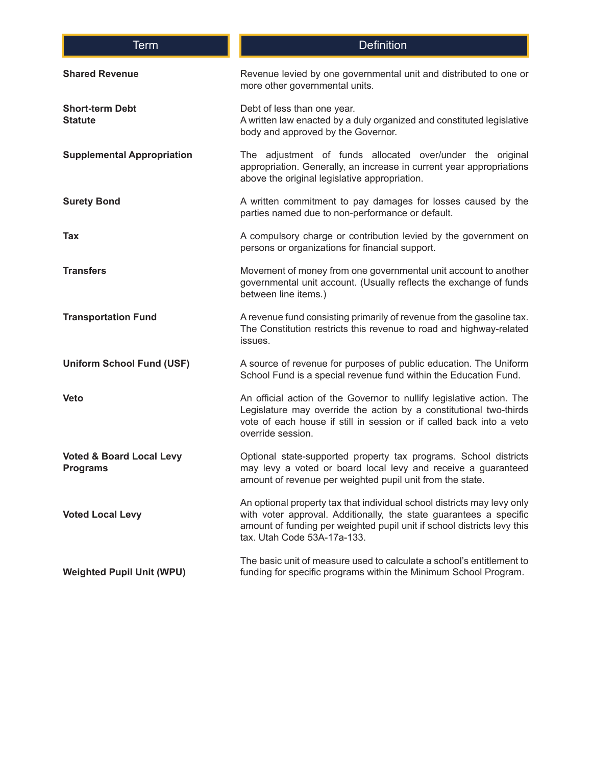| Term | Definition |
|---|---|
| **Shared Revenue** | Revenue levied by one governmental unit and distributed to one or more other governmental units. |
| **Short-term Debt** | Debt of less than one year. |
| **Statute** | A written law enacted by a duly organized and constituted legislative body and approved by the Governor. |
| **Supplemental Appropriation** | The adjustment of funds allocated over/under the original appropriation. Generally, an increase in current year appropriations above the original legislative appropriation. |
| **Surety Bond** | A written commitment to pay damages for losses caused by the parties named due to non-performance or default. |
| **Tax** | A compulsory charge or contribution levied by the government on persons or organizations for financial support. |
| **Transfers** | Movement of money from one governmental unit account to another governmental unit account. (Usually reflects the exchange of funds between line items.) |
| **Transportation Fund** | A revenue fund consisting primarily of revenue from the gasoline tax. The Constitution restricts this revenue to road and highway-related issues. |
| **Uniform School Fund (USF)** | A source of revenue for purposes of public education. The Uniform School Fund is a special revenue fund within the Education Fund. |
| **Veto** | An official action of the Governor to nullify legislative action. The Legislature may override the action by a constitutional two-thirds vote of each house if still in session or if called back into a veto override session. |
| **Voted & Board Local Levy Programs** | Optional state-supported property tax programs. School districts may levy a voted or board local levy and receive a guaranteed amount of revenue per weighted pupil unit from the state. |
| **Voted Local Levy** | An optional property tax that individual school districts may levy only with voter approval. Additionally, the state guarantees a specific amount of funding per weighted pupil unit if school districts levy this tax. Utah Code 53A-17a-133. |
| **Weighted Pupil Unit (WPU)** | The basic unit of measure used to calculate a school's entitlement to funding for specific programs within the Minimum School Program. |